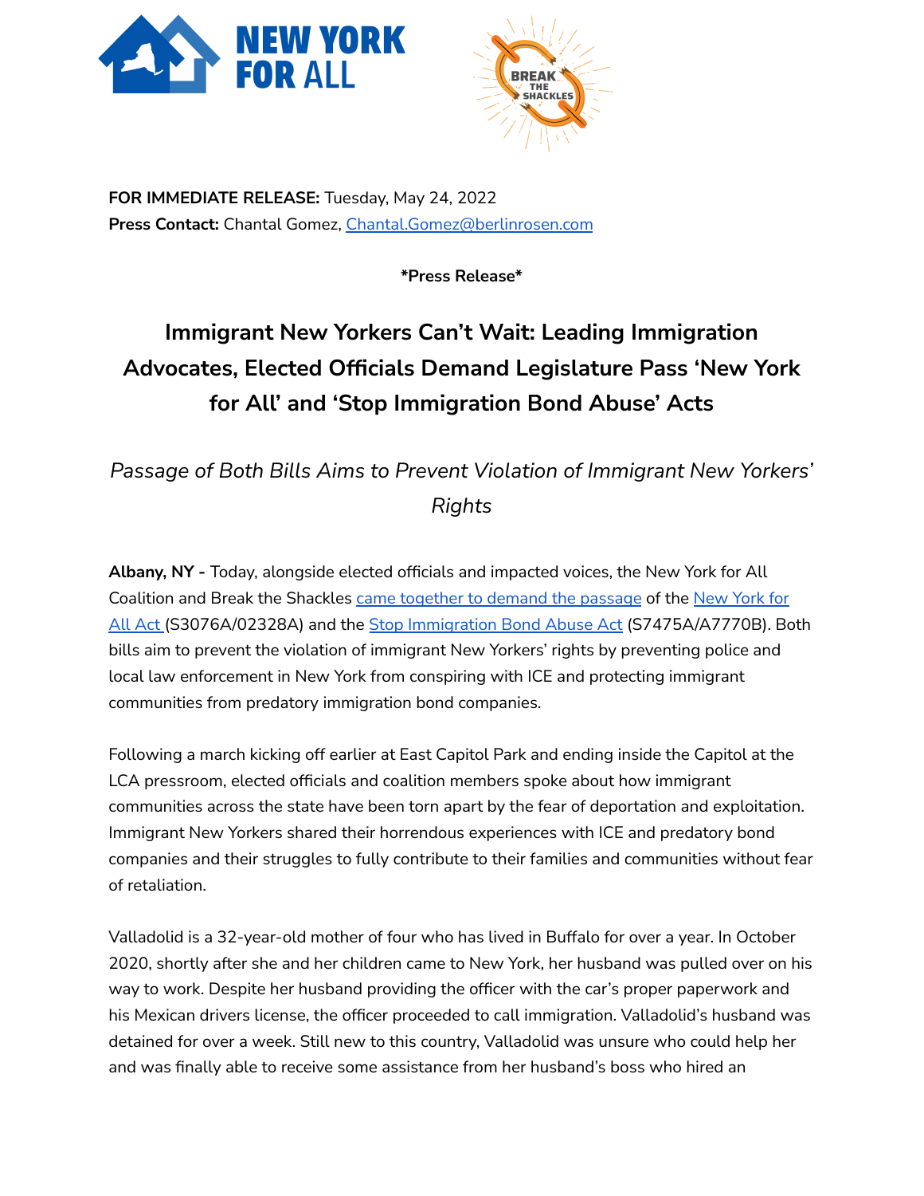**FOR IMMEDIATE RELEASE:** Tuesday, May 24, 2022
**Press Contact:** Chantal Gomez, Chantal.Gomez@berlinrosen.com

***Press Release***

# Immigrant New Yorkers Can't Wait: Leading Immigration Advocates, Elected Officials Demand Legislature Pass 'New York for All' and 'Stop Immigration Bond Abuse' Acts

## *Passage of Both Bills Aims to Prevent Violation of Immigrant New Yorkers' Rights*

**Albany, NY -** Today, alongside elected officials and impacted voices, the New York for All Coalition and Break the Shackles came together to demand the passage of the New York for All Act (S3076A/02328A) and the Stop Immigration Bond Abuse Act (S7475A/A7770B). Both bills aim to prevent the violation of immigrant New Yorkers' rights by preventing police and local law enforcement in New York from conspiring with ICE and protecting immigrant communities from predatory immigration bond companies.

Following a march kicking off earlier at East Capitol Park and ending inside the Capitol at the LCA pressroom, elected officials and coalition members spoke about how immigrant communities across the state have been torn apart by the fear of deportation and exploitation. Immigrant New Yorkers shared their horrendous experiences with ICE and predatory bond companies and their struggles to fully contribute to their families and communities without fear of retaliation.

Valladolid is a 32-year-old mother of four who has lived in Buffalo for over a year. In October 2020, shortly after she and her children came to New York, her husband was pulled over on his way to work. Despite her husband providing the officer with the car's proper paperwork and his Mexican drivers license, the officer proceeded to call immigration. Valladolid's husband was detained for over a week. Still new to this country, Valladolid was unsure who could help her and was finally able to receive some assistance from her husband's boss who hired an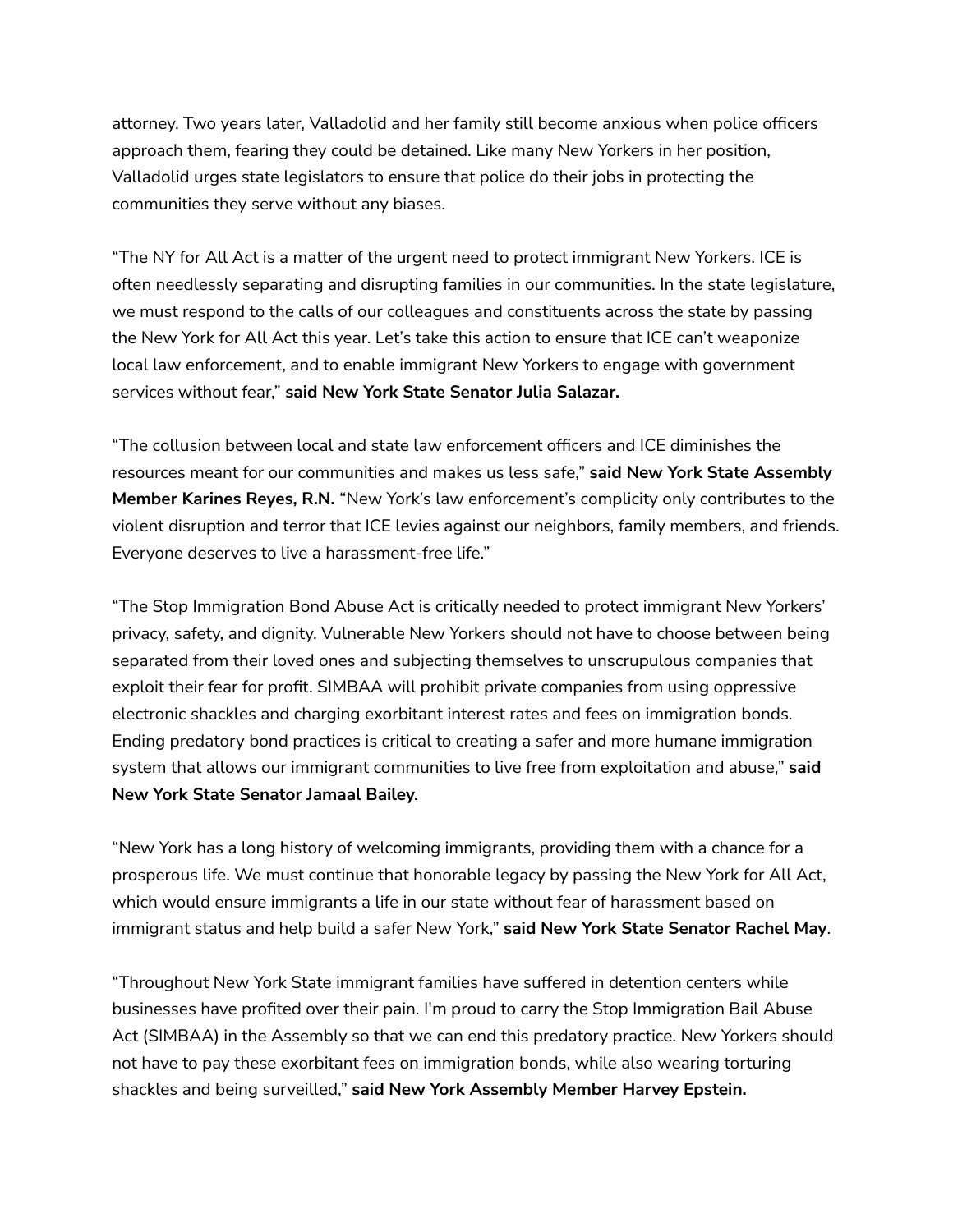attorney. Two years later, Valladolid and her family still become anxious when police officers approach them, fearing they could be detained. Like many New Yorkers in her position, Valladolid urges state legislators to ensure that police do their jobs in protecting the communities they serve without any biases.

"The NY for All Act is a matter of the urgent need to protect immigrant New Yorkers. ICE is often needlessly separating and disrupting families in our communities. In the state legislature, we must respond to the calls of our colleagues and constituents across the state by passing the New York for All Act this year. Let's take this action to ensure that ICE can't weaponize local law enforcement, and to enable immigrant New Yorkers to engage with government services without fear," **said New York State Senator Julia Salazar.**

"The collusion between local and state law enforcement officers and ICE diminishes the resources meant for our communities and makes us less safe," **said New York State Assembly Member Karines Reyes, R.N.** "New York's law enforcement's complicity only contributes to the violent disruption and terror that ICE levies against our neighbors, family members, and friends. Everyone deserves to live a harassment-free life."

"The Stop Immigration Bond Abuse Act is critically needed to protect immigrant New Yorkers' privacy, safety, and dignity. Vulnerable New Yorkers should not have to choose between being separated from their loved ones and subjecting themselves to unscrupulous companies that exploit their fear for profit. SIMBAA will prohibit private companies from using oppressive electronic shackles and charging exorbitant interest rates and fees on immigration bonds. Ending predatory bond practices is critical to creating a safer and more humane immigration system that allows our immigrant communities to live free from exploitation and abuse," **said New York State Senator Jamaal Bailey.**

"New York has a long history of welcoming immigrants, providing them with a chance for a prosperous life. We must continue that honorable legacy by passing the New York for All Act, which would ensure immigrants a life in our state without fear of harassment based on immigrant status and help build a safer New York," **said New York State Senator Rachel May**.

"Throughout New York State immigrant families have suffered in detention centers while businesses have profited over their pain. I'm proud to carry the Stop Immigration Bail Abuse Act (SIMBAA) in the Assembly so that we can end this predatory practice. New Yorkers should not have to pay these exorbitant fees on immigration bonds, while also wearing torturing shackles and being surveilled," **said New York Assembly Member Harvey Epstein.**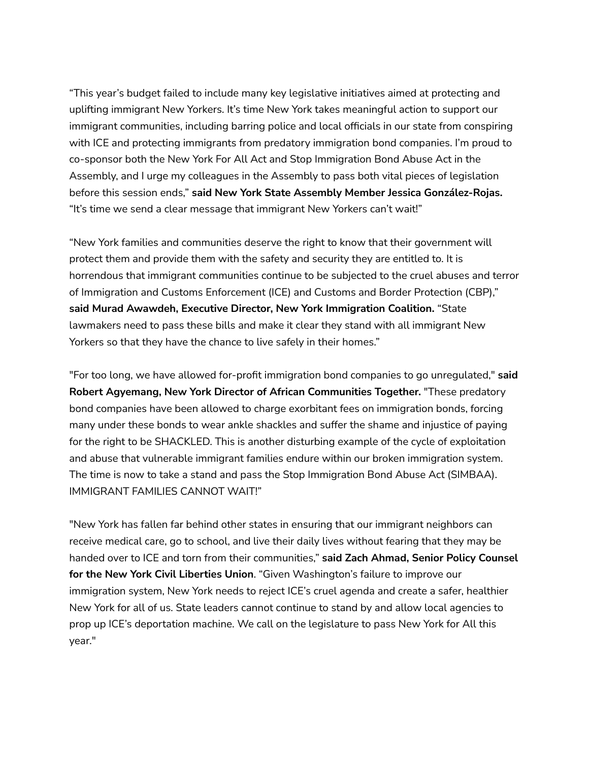"This year's budget failed to include many key legislative initiatives aimed at protecting and uplifting immigrant New Yorkers. It's time New York takes meaningful action to support our immigrant communities, including barring police and local officials in our state from conspiring with ICE and protecting immigrants from predatory immigration bond companies. I'm proud to co-sponsor both the New York For All Act and Stop Immigration Bond Abuse Act in the Assembly, and I urge my colleagues in the Assembly to pass both vital pieces of legislation before this session ends," **said New York State Assembly Member Jessica González-Rojas.** "It's time we send a clear message that immigrant New Yorkers can't wait!"

"New York families and communities deserve the right to know that their government will protect them and provide them with the safety and security they are entitled to. It is horrendous that immigrant communities continue to be subjected to the cruel abuses and terror of Immigration and Customs Enforcement (ICE) and Customs and Border Protection (CBP)," **said Murad Awawdeh, Executive Director, New York Immigration Coalition.** "State lawmakers need to pass these bills and make it clear they stand with all immigrant New Yorkers so that they have the chance to live safely in their homes."

"For too long, we have allowed for-profit immigration bond companies to go unregulated," **said Robert Agyemang, New York Director of African Communities Together.** "These predatory bond companies have been allowed to charge exorbitant fees on immigration bonds, forcing many under these bonds to wear ankle shackles and suffer the shame and injustice of paying for the right to be SHACKLED. This is another disturbing example of the cycle of exploitation and abuse that vulnerable immigrant families endure within our broken immigration system. The time is now to take a stand and pass the Stop Immigration Bond Abuse Act (SIMBAA). IMMIGRANT FAMILIES CANNOT WAIT!"

"New York has fallen far behind other states in ensuring that our immigrant neighbors can receive medical care, go to school, and live their daily lives without fearing that they may be handed over to ICE and torn from their communities," **said Zach Ahmad, Senior Policy Counsel for the New York Civil Liberties Union**. "Given Washington's failure to improve our immigration system, New York needs to reject ICE's cruel agenda and create a safer, healthier New York for all of us. State leaders cannot continue to stand by and allow local agencies to prop up ICE's deportation machine. We call on the legislature to pass New York for All this year."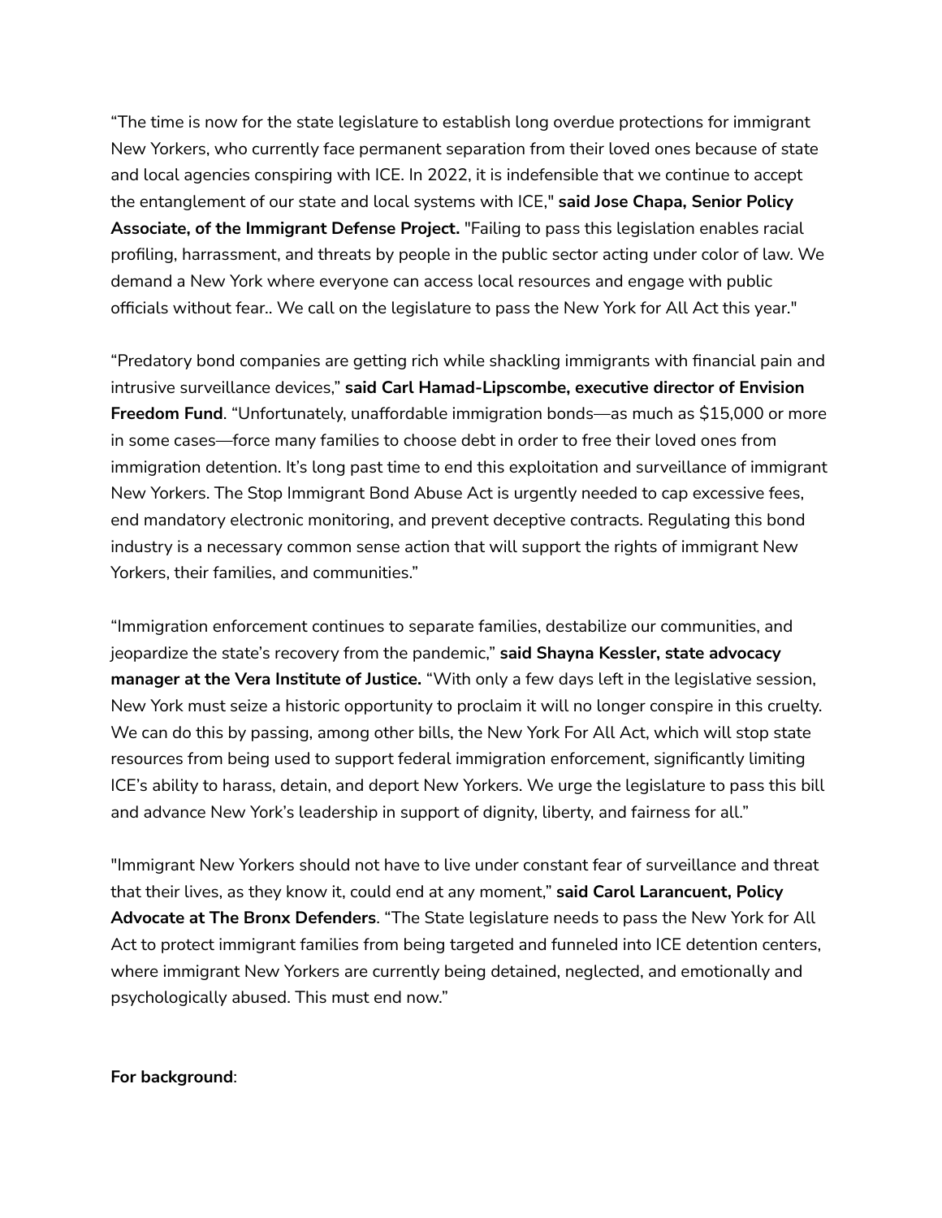“The time is now for the state legislature to establish long overdue protections for immigrant New Yorkers, who currently face permanent separation from their loved ones because of state and local agencies conspiring with ICE. In 2022, it is indefensible that we continue to accept the entanglement of our state and local systems with ICE," **said Jose Chapa, Senior Policy Associate, of the Immigrant Defense Project.** "Failing to pass this legislation enables racial profiling, harrassment, and threats by people in the public sector acting under color of law. We demand a New York where everyone can access local resources and engage with public officials without fear.. We call on the legislature to pass the New York for All Act this year."

“Predatory bond companies are getting rich while shackling immigrants with financial pain and intrusive surveillance devices,” **said Carl Hamad-Lipscombe, executive director of Envision Freedom Fund**. “Unfortunately, unaffordable immigration bonds—as much as $15,000 or more in some cases—force many families to choose debt in order to free their loved ones from immigration detention. It’s long past time to end this exploitation and surveillance of immigrant New Yorkers. The Stop Immigrant Bond Abuse Act is urgently needed to cap excessive fees, end mandatory electronic monitoring, and prevent deceptive contracts. Regulating this bond industry is a necessary common sense action that will support the rights of immigrant New Yorkers, their families, and communities.”

“Immigration enforcement continues to separate families, destabilize our communities, and jeopardize the state’s recovery from the pandemic,” **said Shayna Kessler, state advocacy manager at the Vera Institute of Justice.** “With only a few days left in the legislative session, New York must seize a historic opportunity to proclaim it will no longer conspire in this cruelty. We can do this by passing, among other bills, the New York For All Act, which will stop state resources from being used to support federal immigration enforcement, significantly limiting ICE’s ability to harass, detain, and deport New Yorkers. We urge the legislature to pass this bill and advance New York’s leadership in support of dignity, liberty, and fairness for all.”

"Immigrant New Yorkers should not have to live under constant fear of surveillance and threat that their lives, as they know it, could end at any moment,” **said Carol Larancuent, Policy Advocate at The Bronx Defenders**. “The State legislature needs to pass the New York for All Act to protect immigrant families from being targeted and funneled into ICE detention centers, where immigrant New Yorkers are currently being detained, neglected, and emotionally and psychologically abused. This must end now.”

**For background**: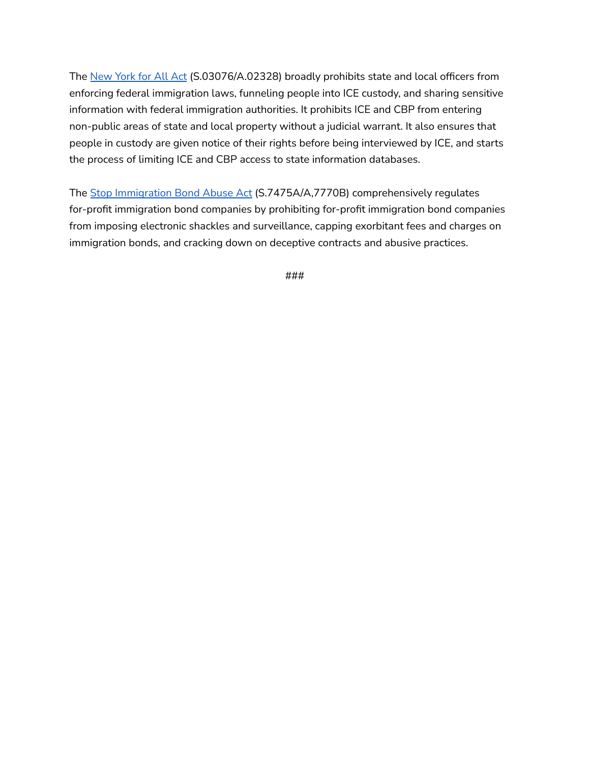The New York for All Act (S.03076/A.02328) broadly prohibits state and local officers from enforcing federal immigration laws, funneling people into ICE custody, and sharing sensitive information with federal immigration authorities. It prohibits ICE and CBP from entering non-public areas of state and local property without a judicial warrant. It also ensures that people in custody are given notice of their rights before being interviewed by ICE, and starts the process of limiting ICE and CBP access to state information databases.

The Stop Immigration Bond Abuse Act (S.7475A/A,7770B) comprehensively regulates for-profit immigration bond companies by prohibiting for-profit immigration bond companies from imposing electronic shackles and surveillance, capping exorbitant fees and charges on immigration bonds, and cracking down on deceptive contracts and abusive practices.

###